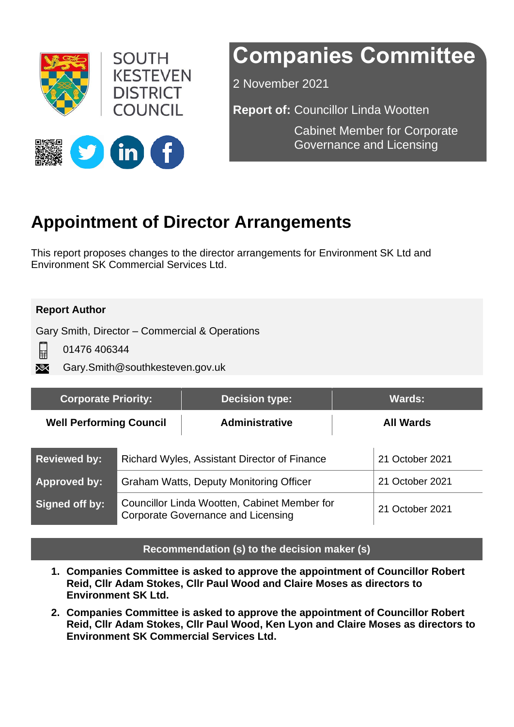SOUTH KESTEVEN DISTRICT COUNCIL

# Companies Committee

2 November 2021

**Report of:** Councillor Linda Wootten
Cabinet Member for Corporate Governance and Licensing

# Appointment of Director Arrangements

This report proposes changes to the director arrangements for Environment SK Ltd and Environment SK Commercial Services Ltd.

**Report Author**

Gary Smith, Director – Commercial & Operations

01476 406344

Gary.Smith@southkesteven.gov.uk

| Corporate Priority: | Decision type: | Wards: |
|---|---|---|
| **Well Performing Council** | **Administrative** | **All Wards** |

| | | |
|---|---|---|
| **Reviewed by:** | Richard Wyles, Assistant Director of Finance | 21 October 2021 |
| **Approved by:** | Graham Watts, Deputy Monitoring Officer | 21 October 2021 |
| **Signed off by:** | Councillor Linda Wootten, Cabinet Member for Corporate Governance and Licensing | 21 October 2021 |

## Recommendation (s) to the decision maker (s)

1. **Companies Committee is asked to approve the appointment of Councillor Robert Reid, Cllr Adam Stokes, Cllr Paul Wood and Claire Moses as directors to Environment SK Ltd.**
2. **Companies Committee is asked to approve the appointment of Councillor Robert Reid, Cllr Adam Stokes, Cllr Paul Wood, Ken Lyon and Claire Moses as directors to Environment SK Commercial Services Ltd.**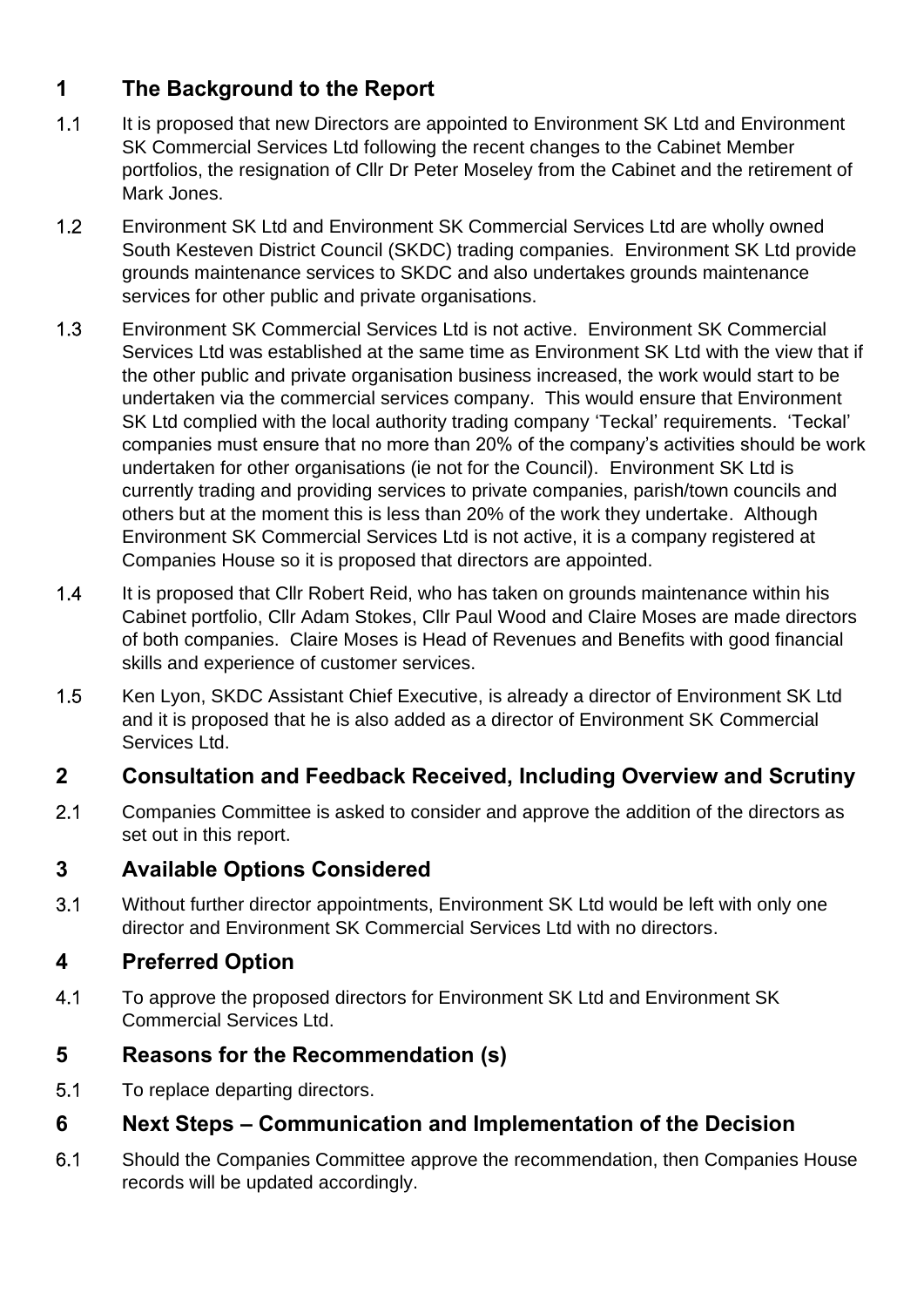## 1 The Background to the Report

1.1 It is proposed that new Directors are appointed to Environment SK Ltd and Environment SK Commercial Services Ltd following the recent changes to the Cabinet Member portfolios, the resignation of Cllr Dr Peter Moseley from the Cabinet and the retirement of Mark Jones.

1.2 Environment SK Ltd and Environment SK Commercial Services Ltd are wholly owned South Kesteven District Council (SKDC) trading companies. Environment SK Ltd provide grounds maintenance services to SKDC and also undertakes grounds maintenance services for other public and private organisations.

1.3 Environment SK Commercial Services Ltd is not active. Environment SK Commercial Services Ltd was established at the same time as Environment SK Ltd with the view that if the other public and private organisation business increased, the work would start to be undertaken via the commercial services company. This would ensure that Environment SK Ltd complied with the local authority trading company 'Teckal' requirements. 'Teckal' companies must ensure that no more than 20% of the company's activities should be work undertaken for other organisations (ie not for the Council). Environment SK Ltd is currently trading and providing services to private companies, parish/town councils and others but at the moment this is less than 20% of the work they undertake. Although Environment SK Commercial Services Ltd is not active, it is a company registered at Companies House so it is proposed that directors are appointed.

1.4 It is proposed that Cllr Robert Reid, who has taken on grounds maintenance within his Cabinet portfolio, Cllr Adam Stokes, Cllr Paul Wood and Claire Moses are made directors of both companies. Claire Moses is Head of Revenues and Benefits with good financial skills and experience of customer services.

1.5 Ken Lyon, SKDC Assistant Chief Executive, is already a director of Environment SK Ltd and it is proposed that he is also added as a director of Environment SK Commercial Services Ltd.

## 2 Consultation and Feedback Received, Including Overview and Scrutiny

2.1 Companies Committee is asked to consider and approve the addition of the directors as set out in this report.

## 3 Available Options Considered

3.1 Without further director appointments, Environment SK Ltd would be left with only one director and Environment SK Commercial Services Ltd with no directors.

## 4 Preferred Option

4.1 To approve the proposed directors for Environment SK Ltd and Environment SK Commercial Services Ltd.

## 5 Reasons for the Recommendation (s)

5.1 To replace departing directors.

## 6 Next Steps – Communication and Implementation of the Decision

6.1 Should the Companies Committee approve the recommendation, then Companies House records will be updated accordingly.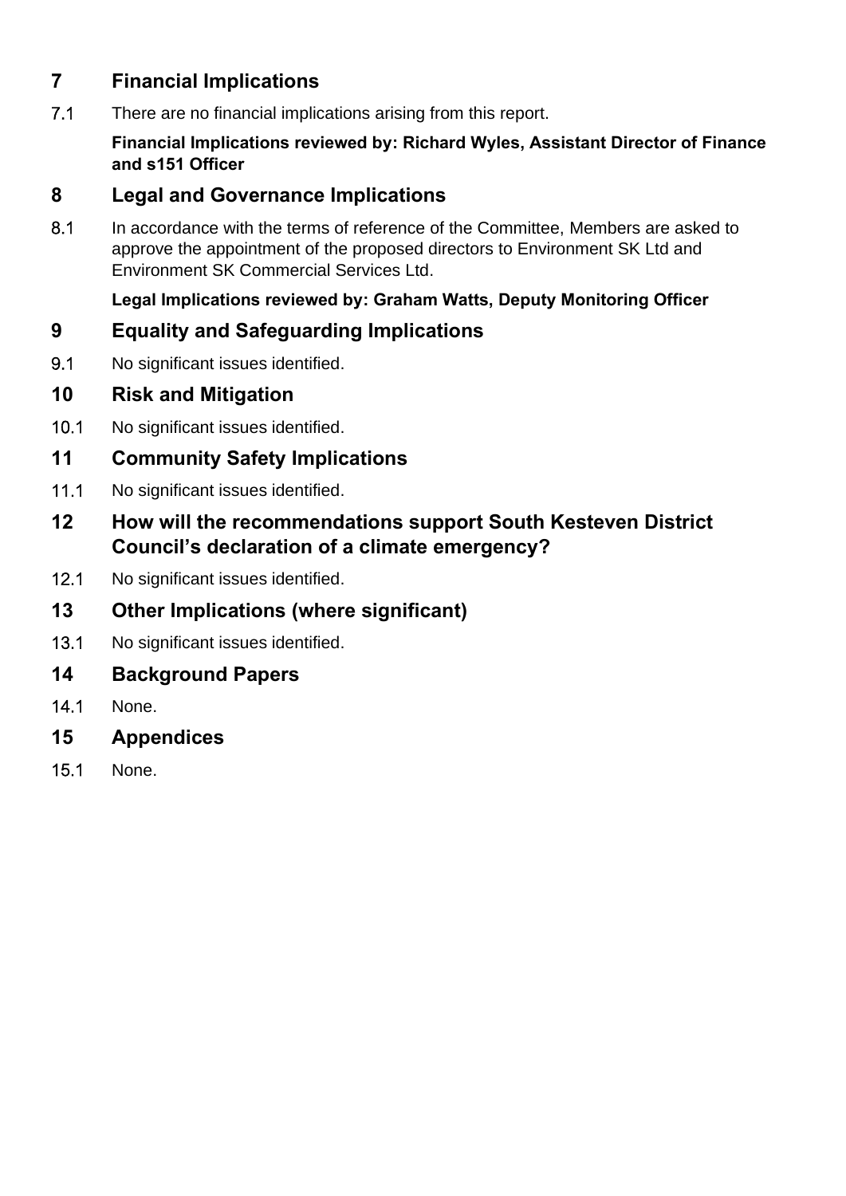## 7 Financial Implications

7.1 There are no financial implications arising from this report.

**Financial Implications reviewed by: Richard Wyles, Assistant Director of Finance and s151 Officer**

## 8 Legal and Governance Implications

8.1 In accordance with the terms of reference of the Committee, Members are asked to approve the appointment of the proposed directors to Environment SK Ltd and Environment SK Commercial Services Ltd.

**Legal Implications reviewed by: Graham Watts, Deputy Monitoring Officer**

## 9 Equality and Safeguarding Implications

9.1 No significant issues identified.

## 10 Risk and Mitigation

10.1 No significant issues identified.

## 11 Community Safety Implications

11.1 No significant issues identified.

## 12 How will the recommendations support South Kesteven District Council's declaration of a climate emergency?

12.1 No significant issues identified.

## 13 Other Implications (where significant)

13.1 No significant issues identified.

## 14 Background Papers

14.1 None.

## 15 Appendices

15.1 None.